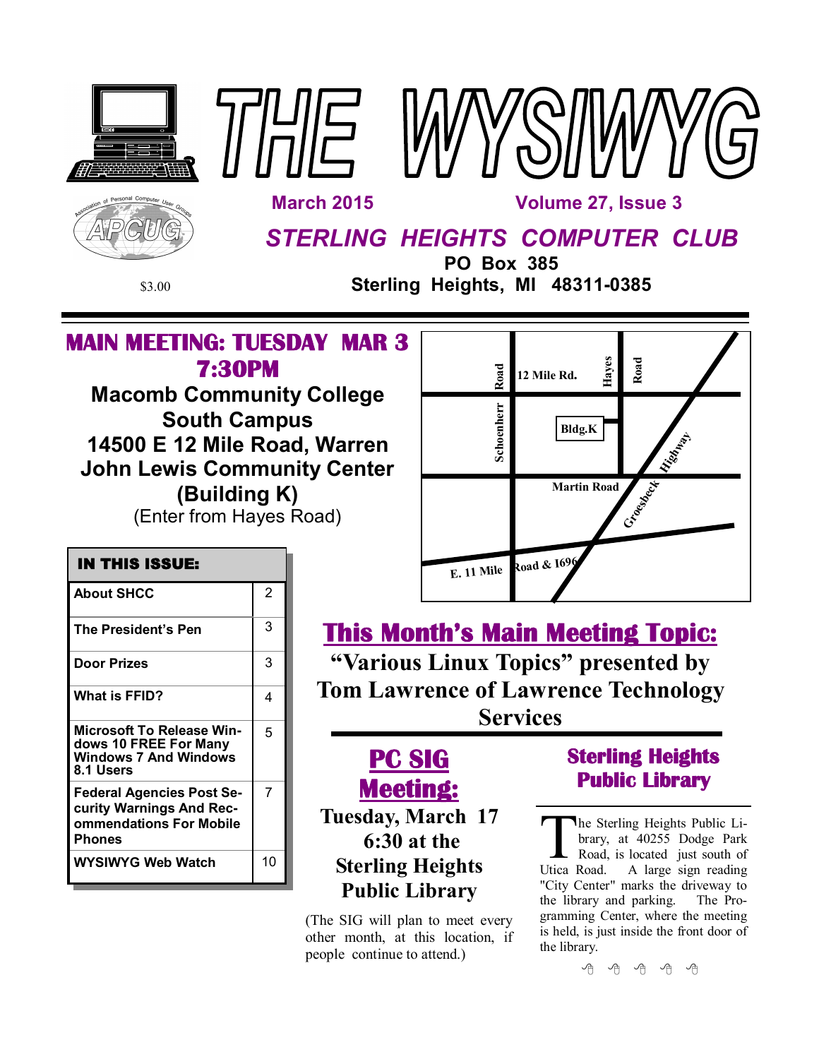# THE WYSIWYG

**March 2015** **Volume 27, Issue 3**

## *STERLING HEIGHTS COMPUTER CLUB*

**PO Box 385**
**Sterling Heights, MI 48311-0385**

$3.00

## MAIN MEETING: TUESDAY MAR 3 7:30PM

**Macomb Community College**
**South Campus**
**14500 E 12 Mile Road, Warren**
**John Lewis Community Center**
**(Building K)**
(Enter from Hayes Road)

Schoenherr Road | 12 Mile Rd. | Hayes Road | Bldg.K | Martin Road | Groesbeck Highway | E. 11 Mile Road & 1696

| IN THIS ISSUE: | |
|---|---|
| About SHCC | 2 |
| The President's Pen | 3 |
| Door Prizes | 3 |
| What is FFID? | 4 |
| Microsoft To Release Windows 10 FREE For Many Windows 7 And Windows 8.1 Users | 5 |
| Federal Agencies Post Security Warnings And Recommendations For Mobile Phones | 7 |
| WYSIWYG Web Watch | 10 |

## This Month's Main Meeting Topic:

**"Various Linux Topics" presented by Tom Lawrence of Lawrence Technology Services**

## PC SIG Meeting:

**Tuesday, March 17**
**6:30 at the**
**Sterling Heights**
**Public Library**

(The SIG will plan to meet every other month, at this location, if people continue to attend.)

## Sterling Heights Public Library

The Sterling Heights Public Library, at 40255 Dodge Park Road, is located just south of Utica Road. A large sign reading "City Center" marks the driveway to the library and parking. The Programming Center, where the meeting is held, is just inside the front door of the library.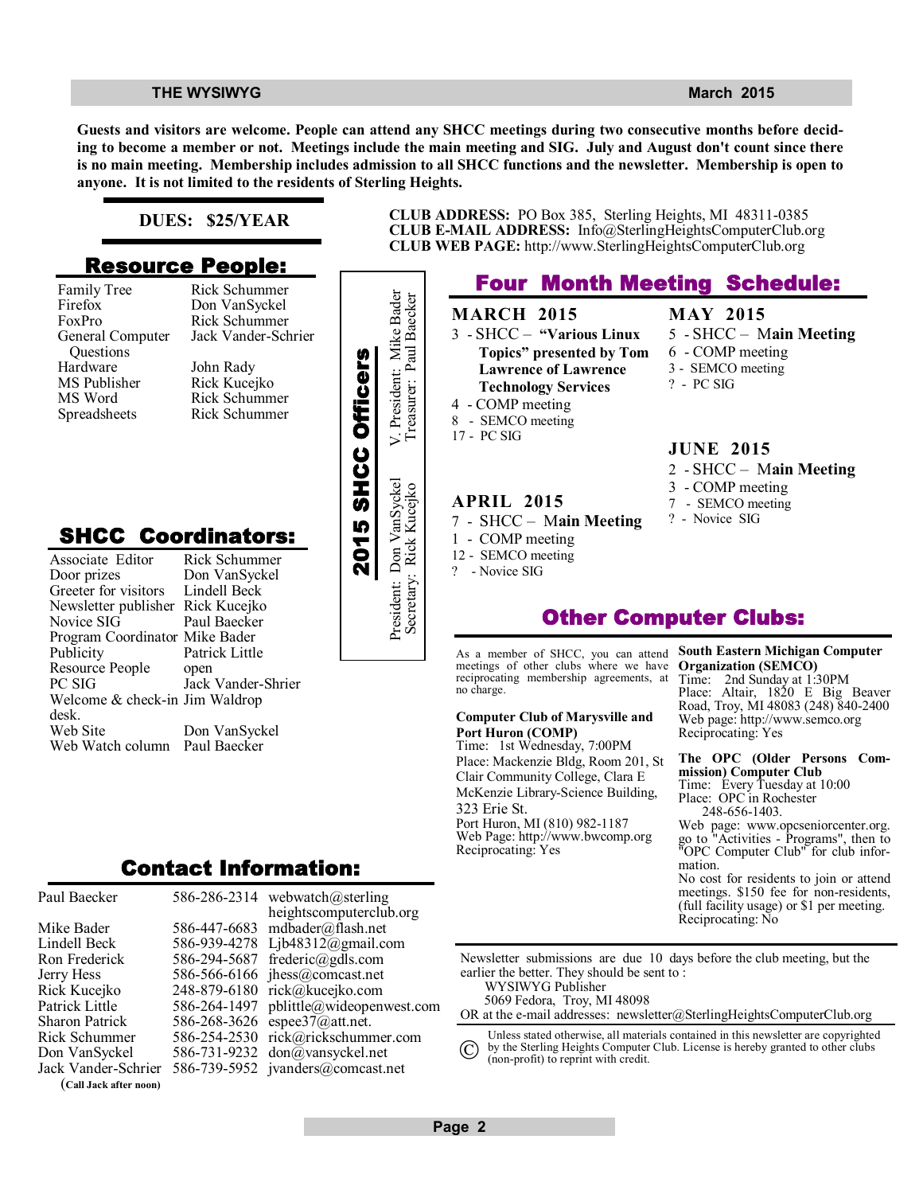**Guests and visitors are welcome. People can attend any SHCC meetings during two consecutive months before deciding to become a member or not. Meetings include the main meeting and SIG. July and August don't count since there is no main meeting. Membership includes admission to all SHCC functions and the newsletter. Membership is open to anyone. It is not limited to the residents of Sterling Heights.**

**DUES: $25/YEAR**

**CLUB ADDRESS:** PO Box 385, Sterling Heights, MI 48311-0385
**CLUB E-MAIL ADDRESS:** Info@SterlingHeightsComputerClub.org
**CLUB WEB PAGE:** http://www.SterlingHeightsComputerClub.org

## Resource People:

| | |
|---|---|
| Family Tree | Rick Schummer |
| Firefox | Don VanSyckel |
| FoxPro | Rick Schummer |
| General Computer Questions | Jack Vander-Schrier |
| Hardware | John Rady |
| MS Publisher | Rick Kucejko |
| MS Word | Rick Schummer |
| Spreadsheets | Rick Schummer |

## 2015 SHCC Officers

President: Don VanSyckel
Secretary: Rick Kucejko
V. President: Mike Bader
Treasurer: Paul Baecker

## SHCC Coordinators:

| | |
|---|---|
| Associate Editor | Rick Schummer |
| Door prizes | Don VanSyckel |
| Greeter for visitors | Lindell Beck |
| Newsletter publisher | Rick Kucejko |
| Novice SIG | Paul Baecker |
| Program Coordinator | Mike Bader |
| Publicity | Patrick Little |
| Resource People | open |
| PC SIG | Jack Vander-Shrier |
| Welcome & check-in desk. | Jim Waldrop |
| Web Site | Don VanSyckel |
| Web Watch column | Paul Baecker |

## Four Month Meeting Schedule:

**MARCH 2015**
3 - SHCC – **"Various Linux Topics" presented by Tom Lawrence of Lawrence Technology Services**
4 - COMP meeting
8 - SEMCO meeting
17 - PC SIG

**APRIL 2015**
7 - SHCC – **Main Meeting**
1 - COMP meeting
12 - SEMCO meeting
? - Novice SIG

**MAY 2015**
5 - SHCC – **Main Meeting**
6 - COMP meeting
3 - SEMCO meeting
? - PC SIG

**JUNE 2015**
2 - SHCC – **Main Meeting**
3 - COMP meeting
7 - SEMCO meeting
? - Novice SIG

## Other Computer Clubs:

As a member of SHCC, you can attend meetings of other clubs where we have reciprocating membership agreements, at no charge.

**Computer Club of Marysville and Port Huron (COMP)**
Time: 1st Wednesday, 7:00PM
Place: Mackenzie Bldg, Room 201, St Clair Community College, Clara E McKenzie Library-Science Building, 323 Erie St.
Port Huron, MI (810) 982-1187
Web Page: http://www.bwcomp.org
Reciprocating: Yes

**South Eastern Michigan Computer Organization (SEMCO)**
Time: 2nd Sunday at 1:30PM
Place: Altair, 1820 E Big Beaver Road, Troy, MI 48083 (248) 840-2400
Web page: http://www.semco.org
Reciprocating: Yes

**The OPC (Older Persons Commission) Computer Club**
Time: Every Tuesday at 10:00
Place: OPC in Rochester
248-656-1403.
Web page: www.opcseniorcenter.org. go to "Activities - Programs", then to "OPC Computer Club" for club information.
No cost for residents to join or attend meetings. $150 fee for non-residents, (full facility usage) or $1 per meeting.
Reciprocating: No

Newsletter submissions are due 10 days before the club meeting, but the earlier the better. They should be sent to :
WYSIWYG Publisher
5069 Fedora, Troy, MI 48098
OR at the e-mail addresses: newsletter@SterlingHeightsComputerClub.org

© Unless stated otherwise, all materials contained in this newsletter are copyrighted by the Sterling Heights Computer Club. License is hereby granted to other clubs (non-profit) to reprint with credit.

## Contact Information:

| | | |
|---|---|---|
| Paul Baecker | 586-286-2314 | webwatch@sterlingheightscomputerclub.org |
| Mike Bader | 586-447-6683 | mdbader@flash.net |
| Lindell Beck | 586-939-4278 | Ljb48312@gmail.com |
| Ron Frederick | 586-294-5687 | frederic@gdls.com |
| Jerry Hess | 586-566-6166 | jhess@comcast.net |
| Rick Kucejko | 248-879-6180 | rick@kucejko.com |
| Patrick Little | 586-264-1497 | pblittle@wideopenwest.com |
| Sharon Patrick | 586-268-3626 | espee37@att.net. |
| Rick Schummer | 586-254-2530 | rick@rickschummer.com |
| Don VanSyckel | 586-731-9232 | don@vansyckel.net |
| Jack Vander-Schrier | 586-739-5952 | jvanders@comcast.net |

(**Call Jack after noon**)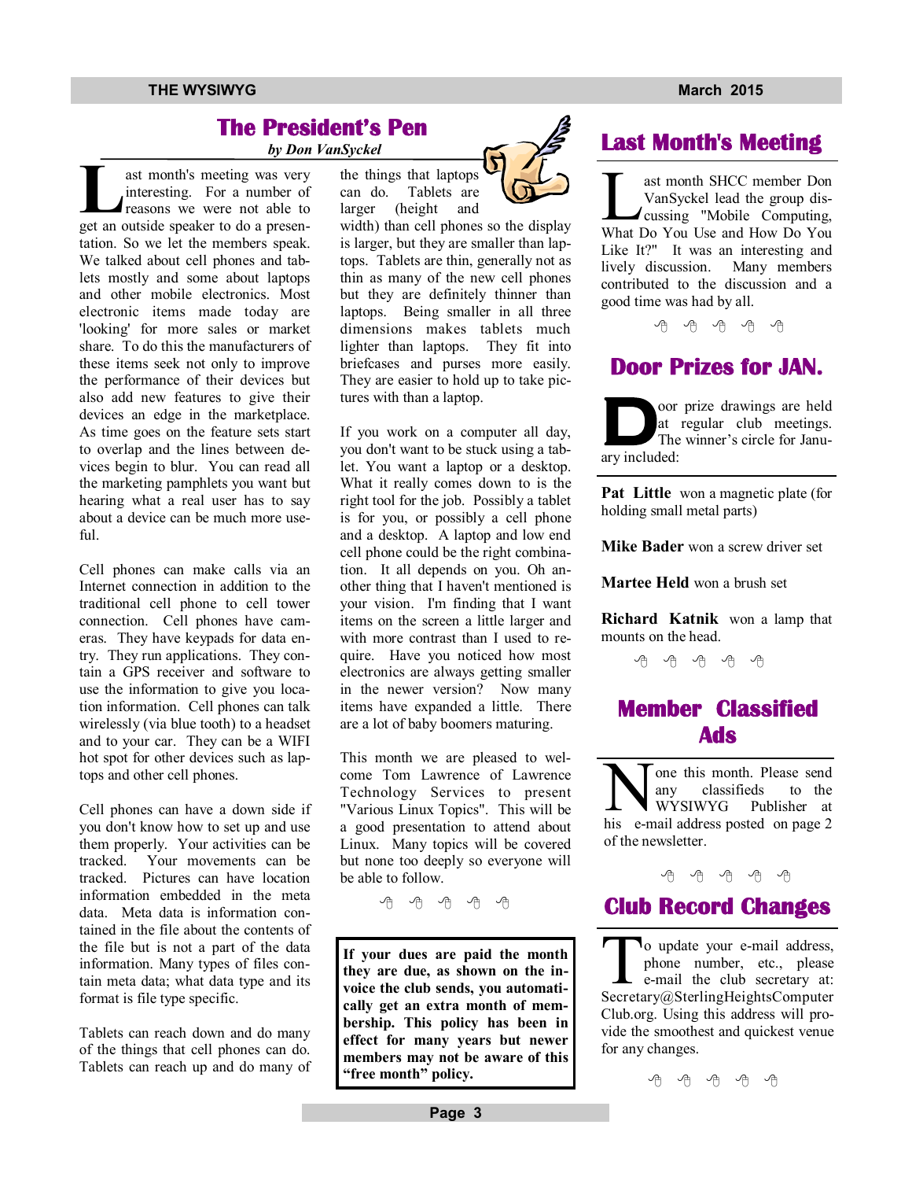## The President's Pen

*by Don VanSyckel*

Last month's meeting was very interesting. For a number of reasons we were not able to get an outside speaker to do a presentation. So we let the members speak. We talked about cell phones and tablets mostly and some about laptops and other mobile electronics. Most electronic items made today are 'looking' for more sales or market share. To do this the manufacturers of these items seek not only to improve the performance of their devices but also add new features to give their devices an edge in the marketplace. As time goes on the feature sets start to overlap and the lines between devices begin to blur. You can read all the marketing pamphlets you want but hearing what a real user has to say about a device can be much more useful.

Cell phones can make calls via an Internet connection in addition to the traditional cell phone to cell tower connection. Cell phones have cameras. They have keypads for data entry. They run applications. They contain a GPS receiver and software to use the information to give you location information. Cell phones can talk wirelessly (via blue tooth) to a headset and to your car. They can be a WIFI hot spot for other devices such as laptops and other cell phones.

Cell phones can have a down side if you don't know how to set up and use them properly. Your activities can be tracked. Your movements can be tracked. Pictures can have location information embedded in the meta data. Meta data is information contained in the file about the contents of the file but is not a part of the data information. Many types of files contain meta data; what data type and its format is file type specific.

Tablets can reach down and do many of the things that cell phones can do. Tablets can reach up and do many of the things that laptops can do. Tablets are larger (height and width) than cell phones so the display is larger, but they are smaller than laptops. Tablets are thin, generally not as thin as many of the new cell phones but they are definitely thinner than laptops. Being smaller in all three dimensions makes tablets much lighter than laptops. They fit into briefcases and purses more easily. They are easier to hold up to take pictures with than a laptop.

If you work on a computer all day, you don't want to be stuck using a tablet. You want a laptop or a desktop. What it really comes down to is the right tool for the job. Possibly a tablet is for you, or possibly a cell phone and a desktop. A laptop and low end cell phone could be the right combination. It all depends on you. Oh another thing that I haven't mentioned is your vision. I'm finding that I want items on the screen a little larger and with more contrast than I used to require. Have you noticed how most electronics are always getting smaller in the newer version? Now many items have expanded a little. There are a lot of baby boomers maturing.

This month we are pleased to welcome Tom Lawrence of Lawrence Technology Services to present "Various Linux Topics". This will be a good presentation to attend about Linux. Many topics will be covered but none too deeply so everyone will be able to follow.

**If your dues are paid the month they are due, as shown on the invoice the club sends, you automatically get an extra month of membership. This policy has been in effect for many years but newer members may not be aware of this "free month" policy.**

## Last Month's Meeting

Last month SHCC member Don VanSyckel lead the group discussing "Mobile Computing, What Do You Use and How Do You Like It?" It was an interesting and lively discussion. Many members contributed to the discussion and a good time was had by all.

## Door Prizes for JAN.

Door prize drawings are held at regular club meetings. The winner's circle for January included:

**Pat Little** won a magnetic plate (for holding small metal parts)

**Mike Bader** won a screw driver set

**Martee Held** won a brush set

**Richard Katnik** won a lamp that mounts on the head.

## Member Classified Ads

None this month. Please send any classifieds to the WYSIWYG Publisher at his e-mail address posted on page 2 of the newsletter.

## Club Record Changes

To update your e-mail address, phone number, etc., please e-mail the club secretary at: Secretary@SterlingHeightsComputerClub.org. Using this address will provide the smoothest and quickest venue for any changes.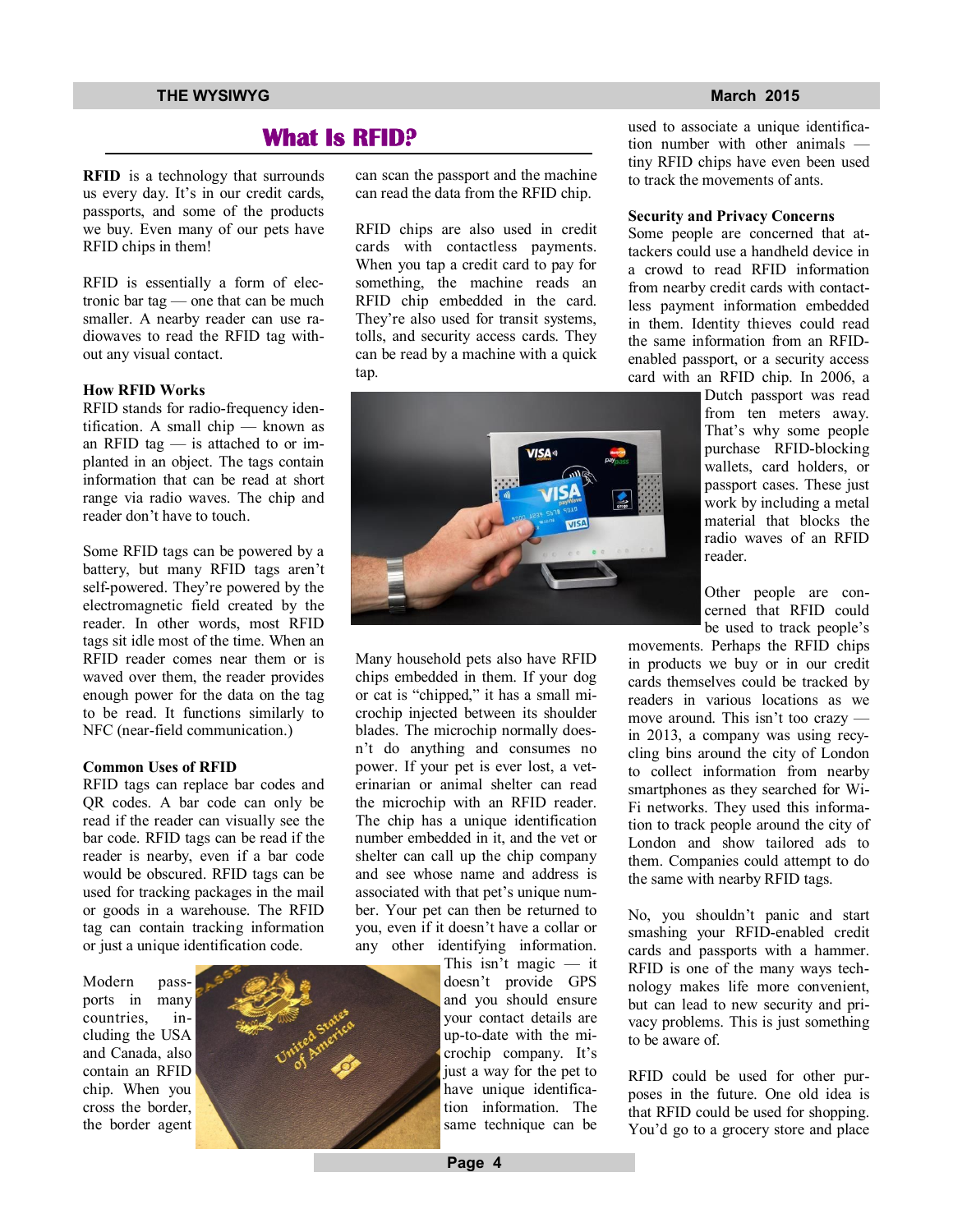# What Is RFID?

**RFID** is a technology that surrounds us every day. It's in our credit cards, passports, and some of the products we buy. Even many of our pets have RFID chips in them!

RFID is essentially a form of electronic bar tag — one that can be much smaller. A nearby reader can use radiowaves to read the RFID tag without any visual contact.

**How RFID Works**

RFID stands for radio-frequency identification. A small chip — known as an RFID tag — is attached to or implanted in an object. The tags contain information that can be read at short range via radio waves. The chip and reader don't have to touch.

Some RFID tags can be powered by a battery, but many RFID tags aren't self-powered. They're powered by the electromagnetic field created by the reader. In other words, most RFID tags sit idle most of the time. When an RFID reader comes near them or is waved over them, the reader provides enough power for the data on the tag to be read. It functions similarly to NFC (near-field communication.)

**Common Uses of RFID**

RFID tags can replace bar codes and QR codes. A bar code can only be read if the reader can visually see the bar code. RFID tags can be read if the reader is nearby, even if a bar code would be obscured. RFID tags can be used for tracking packages in the mail or goods in a warehouse. The RFID tag can contain tracking information or just a unique identification code.

Modern passports in many countries, including the USA and Canada, also contain an RFID chip. When you cross the border, the border agent can scan the passport and the machine can read the data from the RFID chip.

RFID chips are also used in credit cards with contactless payments. When you tap a credit card to pay for something, the machine reads an RFID chip embedded in the card. They're also used for transit systems, tolls, and security access cards. They can be read by a machine with a quick tap.

Many household pets also have RFID chips embedded in them. If your dog or cat is "chipped," it has a small microchip injected between its shoulder blades. The microchip normally doesn't do anything and consumes no power. If your pet is ever lost, a veterinarian or animal shelter can read the microchip with an RFID reader. The chip has a unique identification number embedded in it, and the vet or shelter can call up the chip company and see whose name and address is associated with that pet's unique number. Your pet can then be returned to you, even if it doesn't have a collar or any other identifying information. This isn't magic — it doesn't provide GPS and you should ensure your contact details are up-to-date with the microchip company. It's just a way for the pet to have unique identification information. The same technique can be used to associate a unique identification number with other animals — tiny RFID chips have even been used to track the movements of ants.

**Security and Privacy Concerns**

Some people are concerned that attackers could use a handheld device in a crowd to read RFID information from nearby credit cards with contactless payment information embedded in them. Identity thieves could read the same information from an RFID-enabled passport, or a security access card with an RFID chip. In 2006, a Dutch passport was read from ten meters away. That's why some people purchase RFID-blocking wallets, card holders, or passport cases. These just work by including a metal material that blocks the radio waves of an RFID reader.

Other people are concerned that RFID could be used to track people's movements. Perhaps the RFID chips in products we buy or in our credit cards themselves could be tracked by readers in various locations as we move around. This isn't too crazy — in 2013, a company was using recycling bins around the city of London to collect information from nearby smartphones as they searched for Wi-Fi networks. They used this information to track people around the city of London and show tailored ads to them. Companies could attempt to do the same with nearby RFID tags.

No, you shouldn't panic and start smashing your RFID-enabled credit cards and passports with a hammer. RFID is one of the many ways technology makes life more convenient, but can lead to new security and privacy problems. This is just something to be aware of.

RFID could be used for other purposes in the future. One old idea is that RFID could be used for shopping. You'd go to a grocery store and place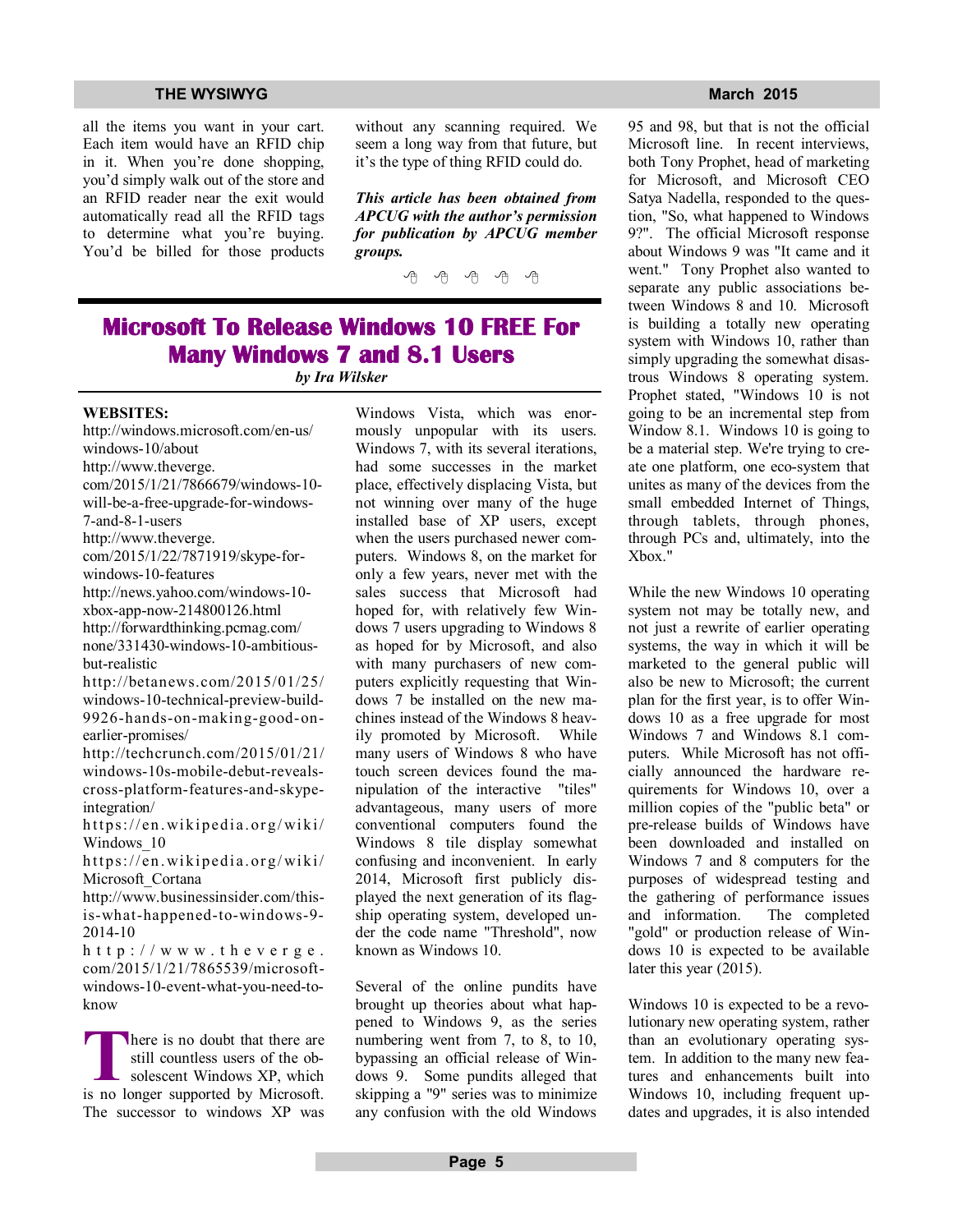all the items you want in your cart. Each item would have an RFID chip in it. When you're done shopping, you'd simply walk out of the store and an RFID reader near the exit would automatically read all the RFID tags to determine what you're buying. You'd be billed for those products without any scanning required. We seem a long way from that future, but it's the type of thing RFID could do.

***This article has been obtained from APCUG with the author's permission for publication by APCUG member groups.***

---

## Microsoft To Release Windows 10 FREE For Many Windows 7 and 8.1 Users

*by Ira Wilsker*

**WEBSITES:**

http://windows.microsoft.com/en-us/windows-10/about

http://www.theverge.com/2015/1/21/7866679/windows-10-will-be-a-free-upgrade-for-windows-7-and-8-1-users

http://www.theverge.com/2015/1/22/7871919/skype-for-windows-10-features

http://news.yahoo.com/windows-10-xbox-app-now-214800126.html

http://forwardthinking.pcmag.com/none/331430-windows-10-ambitious-but-realistic

http://betanews.com/2015/01/25/windows-10-technical-preview-build-9926-hands-on-making-good-on-earlier-promises/

http://techcrunch.com/2015/01/21/windows-10s-mobile-debut-reveals-cross-platform-features-and-skype-integration/

https://en.wikipedia.org/wiki/Windows_10

https://en.wikipedia.org/wiki/Microsoft_Cortana

http://www.businessinsider.com/this-is-what-happened-to-windows-9-2014-10

http://www.theverge.com/2015/1/21/7865539/microsoft-windows-10-event-what-you-need-to-know

There is no doubt that there are still countless users of the obsolescent Windows XP, which is no longer supported by Microsoft. The successor to windows XP was Windows Vista, which was enormously unpopular with its users. Windows 7, with its several iterations, had some successes in the market place, effectively displacing Vista, but not winning over many of the huge installed base of XP users, except when the users purchased newer computers. Windows 8, on the market for only a few years, never met with the sales success that Microsoft had hoped for, with relatively few Windows 7 users upgrading to Windows 8 as hoped for by Microsoft, and also with many purchasers of new computers explicitly requesting that Windows 7 be installed on the new machines instead of the Windows 8 heavily promoted by Microsoft. While many users of Windows 8 who have touch screen devices found the manipulation of the interactive "tiles" advantageous, many users of more conventional computers found the Windows 8 tile display somewhat confusing and inconvenient. In early 2014, Microsoft first publicly displayed the next generation of its flagship operating system, developed under the code name "Threshold", now known as Windows 10.

Several of the online pundits have brought up theories about what happened to Windows 9, as the series numbering went from 7, to 8, to 10, bypassing an official release of Windows 9. Some pundits alleged that skipping a "9" series was to minimize any confusion with the old Windows 95 and 98, but that is not the official Microsoft line. In recent interviews, both Tony Prophet, head of marketing for Microsoft, and Microsoft CEO Satya Nadella, responded to the question, "So, what happened to Windows 9?". The official Microsoft response about Windows 9 was "It came and it went." Tony Prophet also wanted to separate any public associations between Windows 8 and 10. Microsoft is building a totally new operating system with Windows 10, rather than simply upgrading the somewhat disastrous Windows 8 operating system. Prophet stated, "Windows 10 is not going to be an incremental step from Window 8.1. Windows 10 is going to be a material step. We're trying to create one platform, one eco-system that unites as many of the devices from the small embedded Internet of Things, through tablets, through phones, through PCs and, ultimately, into the Xbox."

While the new Windows 10 operating system not may be totally new, and not just a rewrite of earlier operating systems, the way in which it will be marketed to the general public will also be new to Microsoft; the current plan for the first year, is to offer Windows 10 as a free upgrade for most Windows 7 and Windows 8.1 computers. While Microsoft has not officially announced the hardware requirements for Windows 10, over a million copies of the "public beta" or pre-release builds of Windows have been downloaded and installed on Windows 7 and 8 computers for the purposes of widespread testing and the gathering of performance issues and information. The completed "gold" or production release of Windows 10 is expected to be available later this year (2015).

Windows 10 is expected to be a revolutionary new operating system, rather than an evolutionary operating system. In addition to the many new features and enhancements built into Windows 10, including frequent updates and upgrades, it is also intended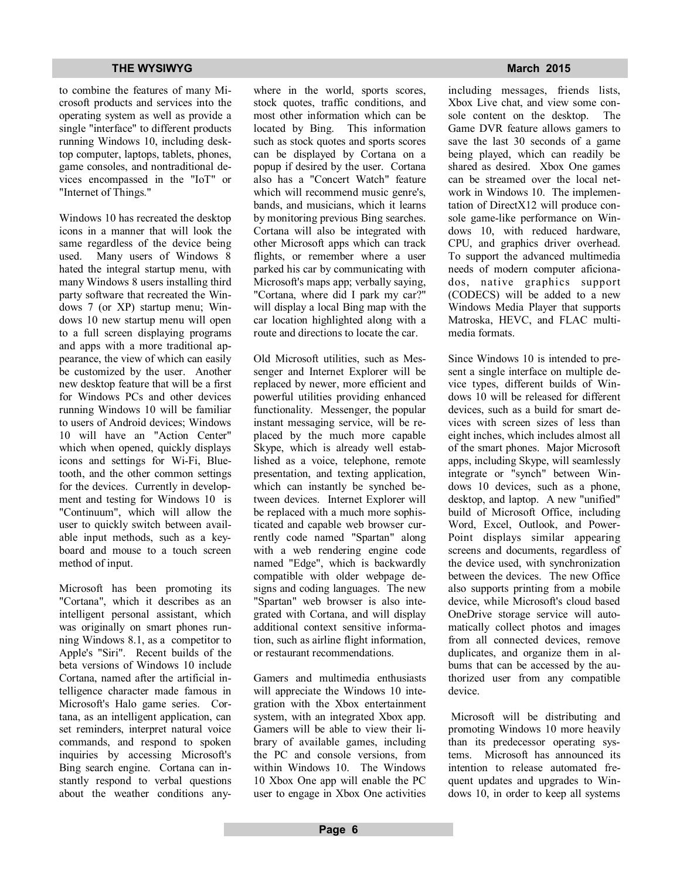to combine the features of many Microsoft products and services into the operating system as well as provide a single "interface" to different products running Windows 10, including desktop computer, laptops, tablets, phones, game consoles, and nontraditional devices encompassed in the "IoT" or "Internet of Things."

Windows 10 has recreated the desktop icons in a manner that will look the same regardless of the device being used. Many users of Windows 8 hated the integral startup menu, with many Windows 8 users installing third party software that recreated the Windows 7 (or XP) startup menu; Windows 10 new startup menu will open to a full screen displaying programs and apps with a more traditional appearance, the view of which can easily be customized by the user. Another new desktop feature that will be a first for Windows PCs and other devices running Windows 10 will be familiar to users of Android devices; Windows 10 will have an "Action Center" which when opened, quickly displays icons and settings for Wi-Fi, Bluetooth, and the other common settings for the devices. Currently in development and testing for Windows 10 is "Continuum", which will allow the user to quickly switch between available input methods, such as a keyboard and mouse to a touch screen method of input.

Microsoft has been promoting its "Cortana", which it describes as an intelligent personal assistant, which was originally on smart phones running Windows 8.1, as a competitor to Apple's "Siri". Recent builds of the beta versions of Windows 10 include Cortana, named after the artificial intelligence character made famous in Microsoft's Halo game series. Cortana, as an intelligent application, can set reminders, interpret natural voice commands, and respond to spoken inquiries by accessing Microsoft's Bing search engine. Cortana can instantly respond to verbal questions about the weather conditions anywhere in the world, sports scores, stock quotes, traffic conditions, and most other information which can be located by Bing. This information such as stock quotes and sports scores can be displayed by Cortana on a popup if desired by the user. Cortana also has a "Concert Watch" feature which will recommend music genre's, bands, and musicians, which it learns by monitoring previous Bing searches. Cortana will also be integrated with other Microsoft apps which can track flights, or remember where a user parked his car by communicating with Microsoft's maps app; verbally saying, "Cortana, where did I park my car?" will display a local Bing map with the car location highlighted along with a route and directions to locate the car.

Old Microsoft utilities, such as Messenger and Internet Explorer will be replaced by newer, more efficient and powerful utilities providing enhanced functionality. Messenger, the popular instant messaging service, will be replaced by the much more capable Skype, which is already well established as a voice, telephone, remote presentation, and texting application, which can instantly be synched between devices. Internet Explorer will be replaced with a much more sophisticated and capable web browser currently code named "Spartan" along with a web rendering engine code named "Edge", which is backwardly compatible with older webpage designs and coding languages. The new "Spartan" web browser is also integrated with Cortana, and will display additional context sensitive information, such as airline flight information, or restaurant recommendations.

Gamers and multimedia enthusiasts will appreciate the Windows 10 integration with the Xbox entertainment system, with an integrated Xbox app. Gamers will be able to view their library of available games, including the PC and console versions, from within Windows 10. The Windows 10 Xbox One app will enable the PC user to engage in Xbox One activities including messages, friends lists, Xbox Live chat, and view some console content on the desktop. The Game DVR feature allows gamers to save the last 30 seconds of a game being played, which can readily be shared as desired. Xbox One games can be streamed over the local network in Windows 10. The implementation of DirectX12 will produce console game-like performance on Windows 10, with reduced hardware, CPU, and graphics driver overhead. To support the advanced multimedia needs of modern computer aficionados, native graphics support (CODECS) will be added to a new Windows Media Player that supports Matroska, HEVC, and FLAC multimedia formats.

Since Windows 10 is intended to present a single interface on multiple device types, different builds of Windows 10 will be released for different devices, such as a build for smart devices with screen sizes of less than eight inches, which includes almost all of the smart phones. Major Microsoft apps, including Skype, will seamlessly integrate or "synch" between Windows 10 devices, such as a phone, desktop, and laptop. A new "unified" build of Microsoft Office, including Word, Excel, Outlook, and PowerPoint displays similar appearing screens and documents, regardless of the device used, with synchronization between the devices. The new Office also supports printing from a mobile device, while Microsoft's cloud based OneDrive storage service will automatically collect photos and images from all connected devices, remove duplicates, and organize them in albums that can be accessed by the authorized user from any compatible device.

Microsoft will be distributing and promoting Windows 10 more heavily than its predecessor operating systems. Microsoft has announced its intention to release automated frequent updates and upgrades to Windows 10, in order to keep all systems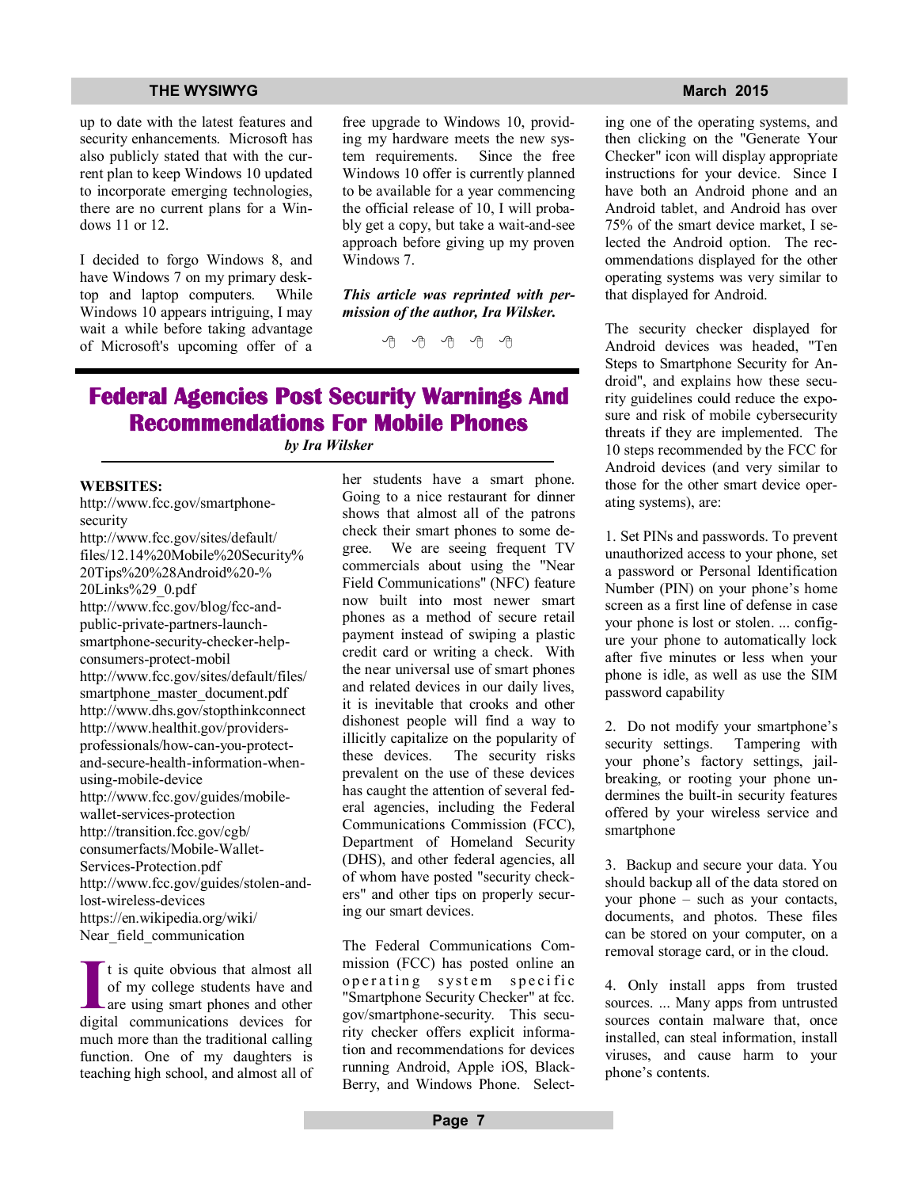up to date with the latest features and security enhancements. Microsoft has also publicly stated that with the current plan to keep Windows 10 updated to incorporate emerging technologies, there are no current plans for a Windows 11 or 12.

I decided to forgo Windows 8, and have Windows 7 on my primary desktop and laptop computers. While Windows 10 appears intriguing, I may wait a while before taking advantage of Microsoft's upcoming offer of a free upgrade to Windows 10, providing my hardware meets the new system requirements. Since the free Windows 10 offer is currently planned to be available for a year commencing the official release of 10, I will probably get a copy, but take a wait-and-see approach before giving up my proven Windows 7.

***This article was reprinted with permission of the author, Ira Wilsker.***

# Federal Agencies Post Security Warnings And Recommendations For Mobile Phones

*by Ira Wilsker*

**WEBSITES:**

http://www.fcc.gov/smartphone-security
http://www.fcc.gov/sites/default/files/12.14%20Mobile%20Security%20Tips%20%28Android%20-%20Links%29_0.pdf
http://www.fcc.gov/blog/fcc-and-public-private-partners-launch-smartphone-security-checker-help-consumers-protect-mobil
http://www.fcc.gov/sites/default/files/smartphone_master_document.pdf
http://www.dhs.gov/stopthinkconnect
http://www.healthit.gov/providers-professionals/how-can-you-protect-and-secure-health-information-when-using-mobile-device
http://www.fcc.gov/guides/mobile-wallet-services-protection
http://transition.fcc.gov/cgb/consumerfacts/Mobile-Wallet-Services-Protection.pdf
http://www.fcc.gov/guides/stolen-and-lost-wireless-devices
https://en.wikipedia.org/wiki/Near_field_communication

It is quite obvious that almost all of my college students have and are using smart phones and other digital communications devices for much more than the traditional calling function. One of my daughters is teaching high school, and almost all of her students have a smart phone. Going to a nice restaurant for dinner shows that almost all of the patrons check their smart phones to some degree. We are seeing frequent TV commercials about using the "Near Field Communications" (NFC) feature now built into most newer smart phones as a method of secure retail payment instead of swiping a plastic credit card or writing a check. With the near universal use of smart phones and related devices in our daily lives, it is inevitable that crooks and other dishonest people will find a way to illicitly capitalize on the popularity of these devices. The security risks prevalent on the use of these devices has caught the attention of several federal agencies, including the Federal Communications Commission (FCC), Department of Homeland Security (DHS), and other federal agencies, all of whom have posted "security checkers" and other tips on properly securing our smart devices.

The Federal Communications Commission (FCC) has posted online an operating system specific "Smartphone Security Checker" at fcc.gov/smartphone-security. This security checker offers explicit information and recommendations for devices running Android, Apple iOS, BlackBerry, and Windows Phone. Selecting one of the operating systems, and then clicking on the "Generate Your Checker" icon will display appropriate instructions for your device. Since I have both an Android phone and an Android tablet, and Android has over 75% of the smart device market, I selected the Android option. The recommendations displayed for the other operating systems was very similar to that displayed for Android.

The security checker displayed for Android devices was headed, "Ten Steps to Smartphone Security for Android", and explains how these security guidelines could reduce the exposure and risk of mobile cybersecurity threats if they are implemented. The 10 steps recommended by the FCC for Android devices (and very similar to those for the other smart device operating systems), are:

1. Set PINs and passwords. To prevent unauthorized access to your phone, set a password or Personal Identification Number (PIN) on your phone's home screen as a first line of defense in case your phone is lost or stolen. ... configure your phone to automatically lock after five minutes or less when your phone is idle, as well as use the SIM password capability

2. Do not modify your smartphone's security settings. Tampering with your phone's factory settings, jailbreaking, or rooting your phone undermines the built-in security features offered by your wireless service and smartphone

3. Backup and secure your data. You should backup all of the data stored on your phone – such as your contacts, documents, and photos. These files can be stored on your computer, on a removal storage card, or in the cloud.

4. Only install apps from trusted sources. ... Many apps from untrusted sources contain malware that, once installed, can steal information, install viruses, and cause harm to your phone's contents.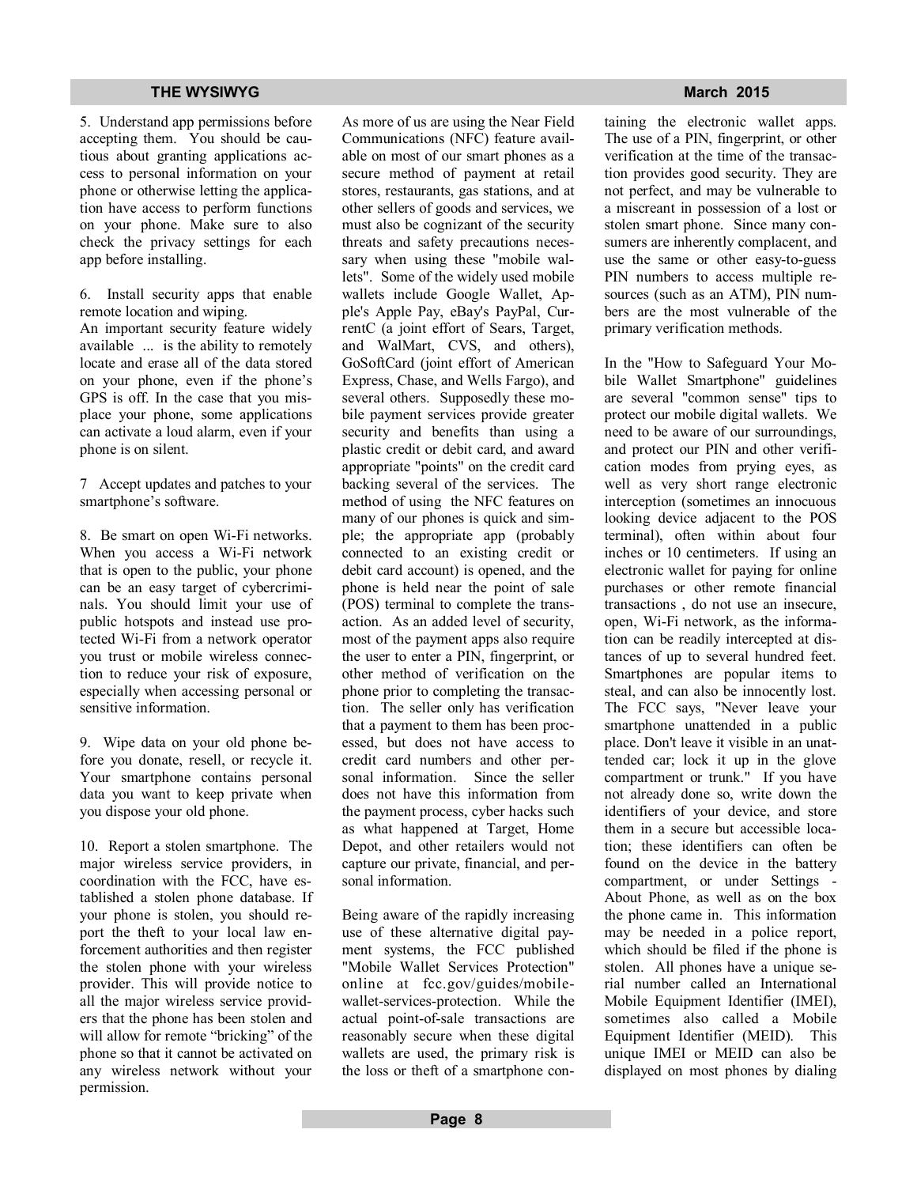5. Understand app permissions before accepting them. You should be cautious about granting applications access to personal information on your phone or otherwise letting the application have access to perform functions on your phone. Make sure to also check the privacy settings for each app before installing.

6. Install security apps that enable remote location and wiping.
An important security feature widely available ... is the ability to remotely locate and erase all of the data stored on your phone, even if the phone's GPS is off. In the case that you misplace your phone, some applications can activate a loud alarm, even if your phone is on silent.

7 Accept updates and patches to your smartphone's software.

8. Be smart on open Wi-Fi networks. When you access a Wi-Fi network that is open to the public, your phone can be an easy target of cybercriminals. You should limit your use of public hotspots and instead use protected Wi-Fi from a network operator you trust or mobile wireless connection to reduce your risk of exposure, especially when accessing personal or sensitive information.

9. Wipe data on your old phone before you donate, resell, or recycle it. Your smartphone contains personal data you want to keep private when you dispose your old phone.

10. Report a stolen smartphone. The major wireless service providers, in coordination with the FCC, have established a stolen phone database. If your phone is stolen, you should report the theft to your local law enforcement authorities and then register the stolen phone with your wireless provider. This will provide notice to all the major wireless service providers that the phone has been stolen and will allow for remote "bricking" of the phone so that it cannot be activated on any wireless network without your permission.

As more of us are using the Near Field Communications (NFC) feature available on most of our smart phones as a secure method of payment at retail stores, restaurants, gas stations, and at other sellers of goods and services, we must also be cognizant of the security threats and safety precautions necessary when using these "mobile wallets". Some of the widely used mobile wallets include Google Wallet, Apple's Apple Pay, eBay's PayPal, CurrentC (a joint effort of Sears, Target, and WalMart, CVS, and others), GoSoftCard (joint effort of American Express, Chase, and Wells Fargo), and several others. Supposedly these mobile payment services provide greater security and benefits than using a plastic credit or debit card, and award appropriate "points" on the credit card backing several of the services. The method of using the NFC features on many of our phones is quick and simple; the appropriate app (probably connected to an existing credit or debit card account) is opened, and the phone is held near the point of sale (POS) terminal to complete the transaction. As an added level of security, most of the payment apps also require the user to enter a PIN, fingerprint, or other method of verification on the phone prior to completing the transaction. The seller only has verification that a payment to them has been processed, but does not have access to credit card numbers and other personal information. Since the seller does not have this information from the payment process, cyber hacks such as what happened at Target, Home Depot, and other retailers would not capture our private, financial, and personal information.

Being aware of the rapidly increasing use of these alternative digital payment systems, the FCC published "Mobile Wallet Services Protection" online at fcc.gov/guides/mobile-wallet-services-protection. While the actual point-of-sale transactions are reasonably secure when these digital wallets are used, the primary risk is the loss or theft of a smartphone containing the electronic wallet apps. The use of a PIN, fingerprint, or other verification at the time of the transaction provides good security. They are not perfect, and may be vulnerable to a miscreant in possession of a lost or stolen smart phone. Since many consumers are inherently complacent, and use the same or other easy-to-guess PIN numbers to access multiple resources (such as an ATM), PIN numbers are the most vulnerable of the primary verification methods.

In the "How to Safeguard Your Mobile Wallet Smartphone" guidelines are several "common sense" tips to protect our mobile digital wallets. We need to be aware of our surroundings, and protect our PIN and other verification modes from prying eyes, as well as very short range electronic interception (sometimes an innocuous looking device adjacent to the POS terminal), often within about four inches or 10 centimeters. If using an electronic wallet for paying for online purchases or other remote financial transactions , do not use an insecure, open, Wi-Fi network, as the information can be readily intercepted at distances of up to several hundred feet. Smartphones are popular items to steal, and can also be innocently lost. The FCC says, "Never leave your smartphone unattended in a public place. Don't leave it visible in an unattended car; lock it up in the glove compartment or trunk." If you have not already done so, write down the identifiers of your device, and store them in a secure but accessible location; these identifiers can often be found on the device in the battery compartment, or under Settings - About Phone, as well as on the box the phone came in. This information may be needed in a police report, which should be filed if the phone is stolen. All phones have a unique serial number called an International Mobile Equipment Identifier (IMEI), sometimes also called a Mobile Equipment Identifier (MEID). This unique IMEI or MEID can also be displayed on most phones by dialing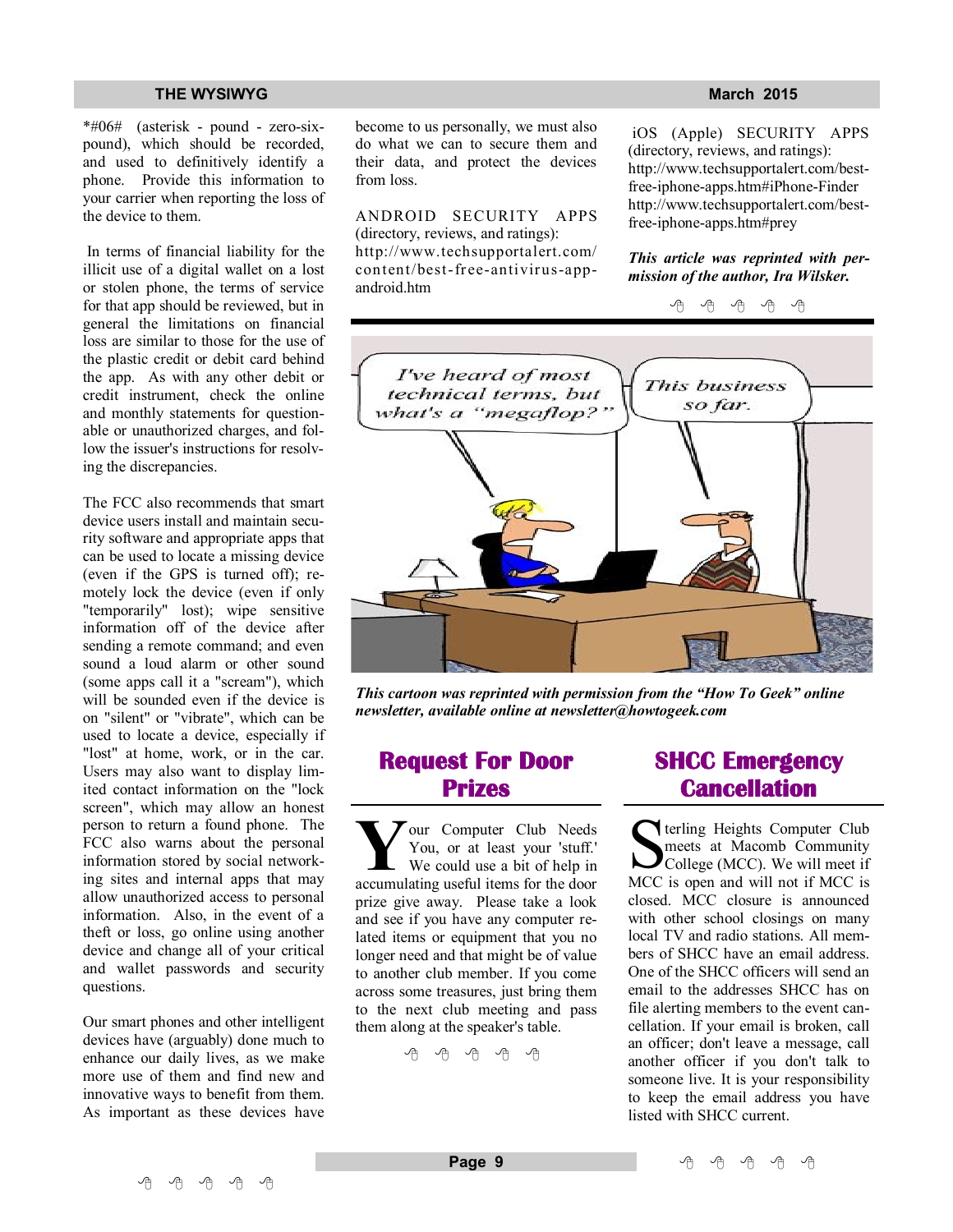*#06# (asterisk - pound - zero-six-pound), which should be recorded, and used to definitively identify a phone. Provide this information to your carrier when reporting the loss of the device to them.

In terms of financial liability for the illicit use of a digital wallet on a lost or stolen phone, the terms of service for that app should be reviewed, but in general the limitations on financial loss are similar to those for the use of the plastic credit or debit card behind the app. As with any other debit or credit instrument, check the online and monthly statements for questionable or unauthorized charges, and follow the issuer's instructions for resolving the discrepancies.

The FCC also recommends that smart device users install and maintain security software and appropriate apps that can be used to locate a missing device (even if the GPS is turned off); remotely lock the device (even if only "temporarily" lost); wipe sensitive information off of the device after sending a remote command; and even sound a loud alarm or other sound (some apps call it a "scream"), which will be sounded even if the device is on "silent" or "vibrate", which can be used to locate a device, especially if "lost" at home, work, or in the car. Users may also want to display limited contact information on the "lock screen", which may allow an honest person to return a found phone. The FCC also warns about the personal information stored by social networking sites and internal apps that may allow unauthorized access to personal information. Also, in the event of a theft or loss, go online using another device and change all of your critical and wallet passwords and security questions.

Our smart phones and other intelligent devices have (arguably) done much to enhance our daily lives, as we make more use of them and find new and innovative ways to benefit from them. As important as these devices have become to us personally, we must also do what we can to secure them and their data, and protect the devices from loss.

ANDROID SECURITY APPS (directory, reviews, and ratings):
http://www.techsupportalert.com/content/best-free-antivirus-app-android.htm

iOS (Apple) SECURITY APPS (directory, reviews, and ratings):
http://www.techsupportalert.com/best-free-iphone-apps.htm#iPhone-Finder
http://www.techsupportalert.com/best-free-iphone-apps.htm#prey

***This article was reprinted with permission of the author, Ira Wilsker.***

*This cartoon was reprinted with permission from the "How To Geek" online newsletter, available online at newsletter@howtogeek.com*

## Request For Door Prizes

Your Computer Club Needs You, or at least your 'stuff.' We could use a bit of help in accumulating useful items for the door prize give away. Please take a look and see if you have any computer related items or equipment that you no longer need and that might be of value to another club member. If you come across some treasures, just bring them to the next club meeting and pass them along at the speaker's table.

## SHCC Emergency Cancellation

Sterling Heights Computer Club meets at Macomb Community College (MCC). We will meet if MCC is open and will not if MCC is closed. MCC closure is announced with other school closings on many local TV and radio stations. All members of SHCC have an email address. One of the SHCC officers will send an email to the addresses SHCC has on file alerting members to the event cancellation. If your email is broken, call an officer; don't leave a message, call another officer if you don't talk to someone live. It is your responsibility to keep the email address you have listed with SHCC current.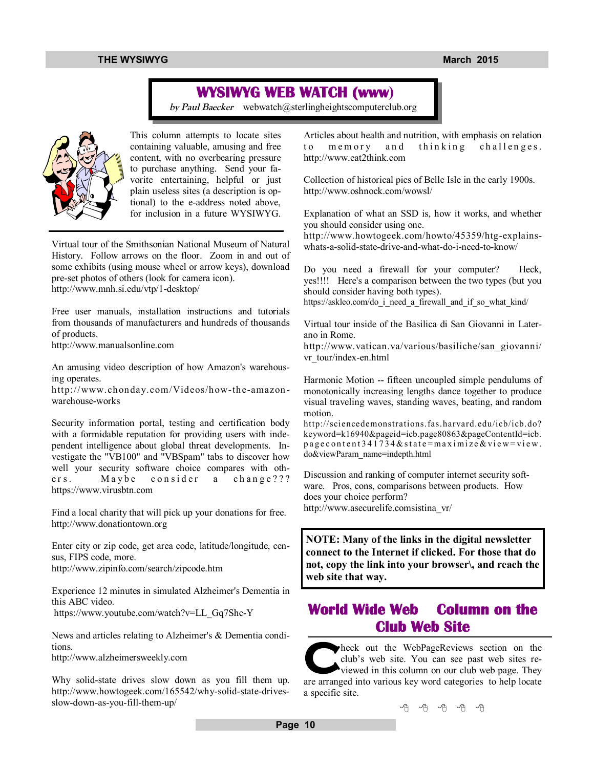# WYSIWYG WEB WATCH (www)

*by Paul Baecker* webwatch@sterlingheightscomputerclub.org

This column attempts to locate sites containing valuable, amusing and free content, with no overbearing pressure to purchase anything. Send your favorite entertaining, helpful or just plain useless sites (a description is optional) to the e-address noted above, for inclusion in a future WYSIWYG.

---

Virtual tour of the Smithsonian National Museum of Natural History. Follow arrows on the floor. Zoom in and out of some exhibits (using mouse wheel or arrow keys), download pre-set photos of others (look for camera icon).
http://www.mnh.si.edu/vtp/1-desktop/

Free user manuals, installation instructions and tutorials from thousands of manufacturers and hundreds of thousands of products.
http://www.manualsonline.com

An amusing video description of how Amazon's warehousing operates.
http://www.chonday.com/Videos/how-the-amazon-warehouse-works

Security information portal, testing and certification body with a formidable reputation for providing users with independent intelligence about global threat developments. Investigate the "VB100" and "VBSpam" tabs to discover how well your security software choice compares with others. Maybe consider a change???
https://www.virusbtn.com

Find a local charity that will pick up your donations for free.
http://www.donationtown.org

Enter city or zip code, get area code, latitude/longitude, census, FIPS code, more.
http://www.zipinfo.com/search/zipcode.htm

Experience 12 minutes in simulated Alzheimer's Dementia in this ABC video.
https://www.youtube.com/watch?v=LL_Gq7Shc-Y

News and articles relating to Alzheimer's & Dementia conditions.
http://www.alzheimersweekly.com

Why solid-state drives slow down as you fill them up.
http://www.howtogeek.com/165542/why-solid-state-drives-slow-down-as-you-fill-them-up/

Articles about health and nutrition, with emphasis on relation to memory and thinking challenges.
http://www.eat2think.com

Collection of historical pics of Belle Isle in the early 1900s.
http://www.oshnock.com/wowsl/

Explanation of what an SSD is, how it works, and whether you should consider using one.
http://www.howtogeek.com/howto/45359/htg-explains-whats-a-solid-state-drive-and-what-do-i-need-to-know/

Do you need a firewall for your computer? Heck, yes!!!! Here's a comparison between the two types (but you should consider having both types).
https://askleo.com/do_i_need_a_firewall_and_if_so_what_kind/

Virtual tour inside of the Basilica di San Giovanni in Laterano in Rome.
http://www.vatican.va/various/basiliche/san_giovanni/vr_tour/index-en.html

Harmonic Motion -- fifteen uncoupled simple pendulums of monotonically increasing lengths dance together to produce visual traveling waves, standing waves, beating, and random motion.
http://sciencedemonstrations.fas.harvard.edu/icb/icb.do?keyword=k16940&pageid=icb.page80863&pageContentId=icb.pagecontent341734&state=maximize&view=view.do&viewParam_name=indepth.html

Discussion and ranking of computer internet security software. Pros, cons, comparisons between products. How does your choice perform?
http://www.asecurelife.comsistina_vr/

**NOTE: Many of the links in the digital newsletter connect to the Internet if clicked. For those that do not, copy the link into your browser\, and reach the web site that way.**

## World Wide Web Column on the Club Web Site

Check out the WebPageReviews section on the club's web site. You can see past web sites reviewed in this column on our club web page. They are arranged into various key word categories to help locate a specific site.